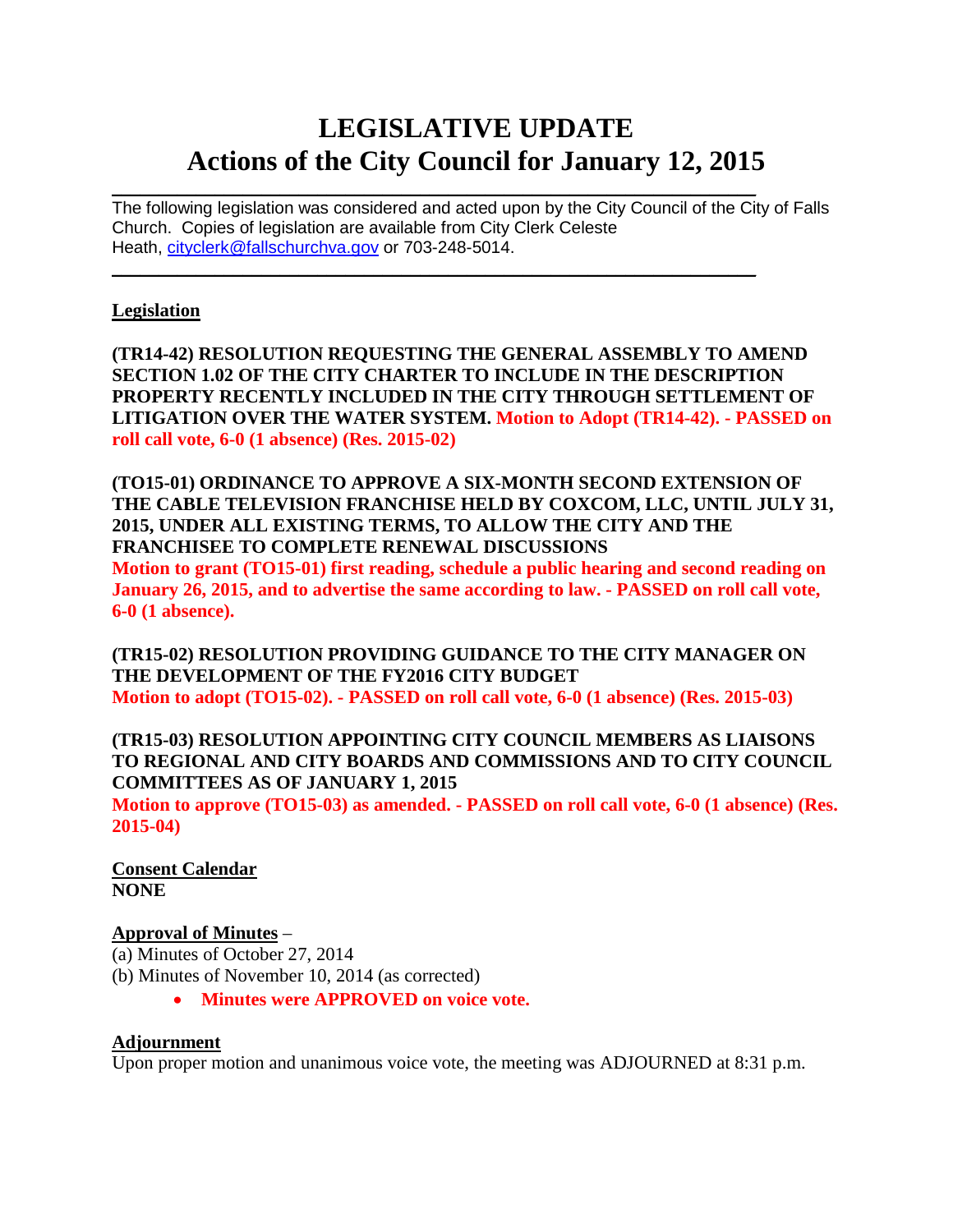# LEGISLATIVE UPDATE
# Actions of the City Council for January 12, 2015

---

The following legislation was considered and acted upon by the City Council of the City of Falls Church. Copies of legislation are available from City Clerk Celeste Heath, cityclerk@fallschurchva.gov or 703-248-5014.

---

**Legislation**

**(TR14-42) RESOLUTION REQUESTING THE GENERAL ASSEMBLY TO AMEND SECTION 1.02 OF THE CITY CHARTER TO INCLUDE IN THE DESCRIPTION PROPERTY RECENTLY INCLUDED IN THE CITY THROUGH SETTLEMENT OF LITIGATION OVER THE WATER SYSTEM. Motion to Adopt (TR14-42). - PASSED on roll call vote, 6-0 (1 absence) (Res. 2015-02)**

**(TO15-01) ORDINANCE TO APPROVE A SIX-MONTH SECOND EXTENSION OF THE CABLE TELEVISION FRANCHISE HELD BY COXCOM, LLC, UNTIL JULY 31, 2015, UNDER ALL EXISTING TERMS, TO ALLOW THE CITY AND THE FRANCHISEE TO COMPLETE RENEWAL DISCUSSIONS**
**Motion to grant (TO15-01) first reading, schedule a public hearing and second reading on January 26, 2015, and to advertise the same according to law. - PASSED on roll call vote, 6-0 (1 absence).**

**(TR15-02) RESOLUTION PROVIDING GUIDANCE TO THE CITY MANAGER ON THE DEVELOPMENT OF THE FY2016 CITY BUDGET**
**Motion to adopt (TO15-02). - PASSED on roll call vote, 6-0 (1 absence) (Res. 2015-03)**

**(TR15-03) RESOLUTION APPOINTING CITY COUNCIL MEMBERS AS LIAISONS TO REGIONAL AND CITY BOARDS AND COMMISSIONS AND TO CITY COUNCIL COMMITTEES AS OF JANUARY 1, 2015**
**Motion to approve (TO15-03) as amended. - PASSED on roll call vote, 6-0 (1 absence) (Res. 2015-04)**

**Consent Calendar**
**NONE**

**Approval of Minutes** –
(a) Minutes of October 27, 2014
(b) Minutes of November 10, 2014 (as corrected)

- **Minutes were APPROVED on voice vote.**

**Adjournment**
Upon proper motion and unanimous voice vote, the meeting was ADJOURNED at 8:31 p.m.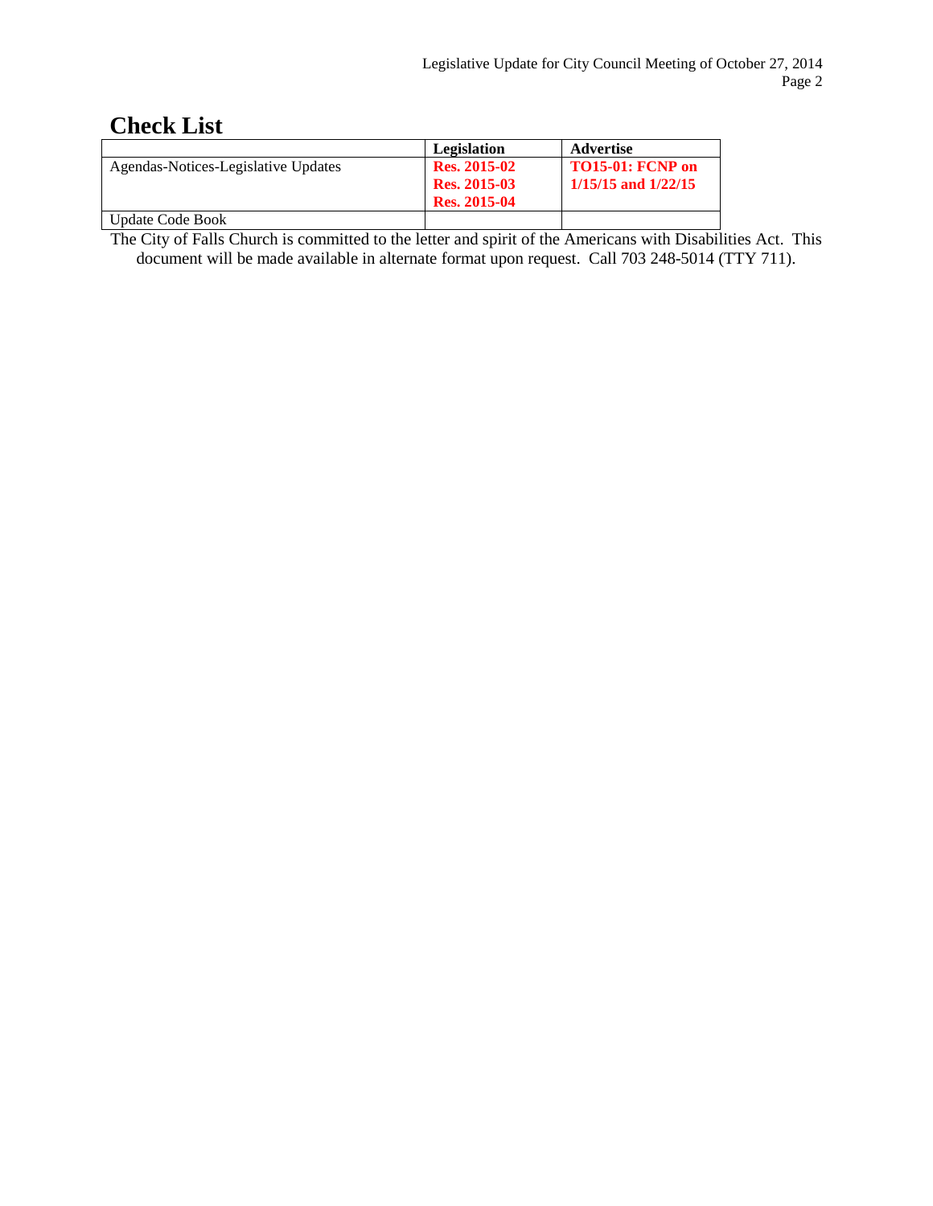# Check List

| | Legislation | Advertise |
|---|---|---|
| Agendas-Notices-Legislative Updates | **Res. 2015-02**<br>**Res. 2015-03**<br>**Res. 2015-04** | **TO15-01: FCNP on 1/15/15 and 1/22/15** |
| Update Code Book | | |

The City of Falls Church is committed to the letter and spirit of the Americans with Disabilities Act. This document will be made available in alternate format upon request. Call 703 248-5014 (TTY 711).